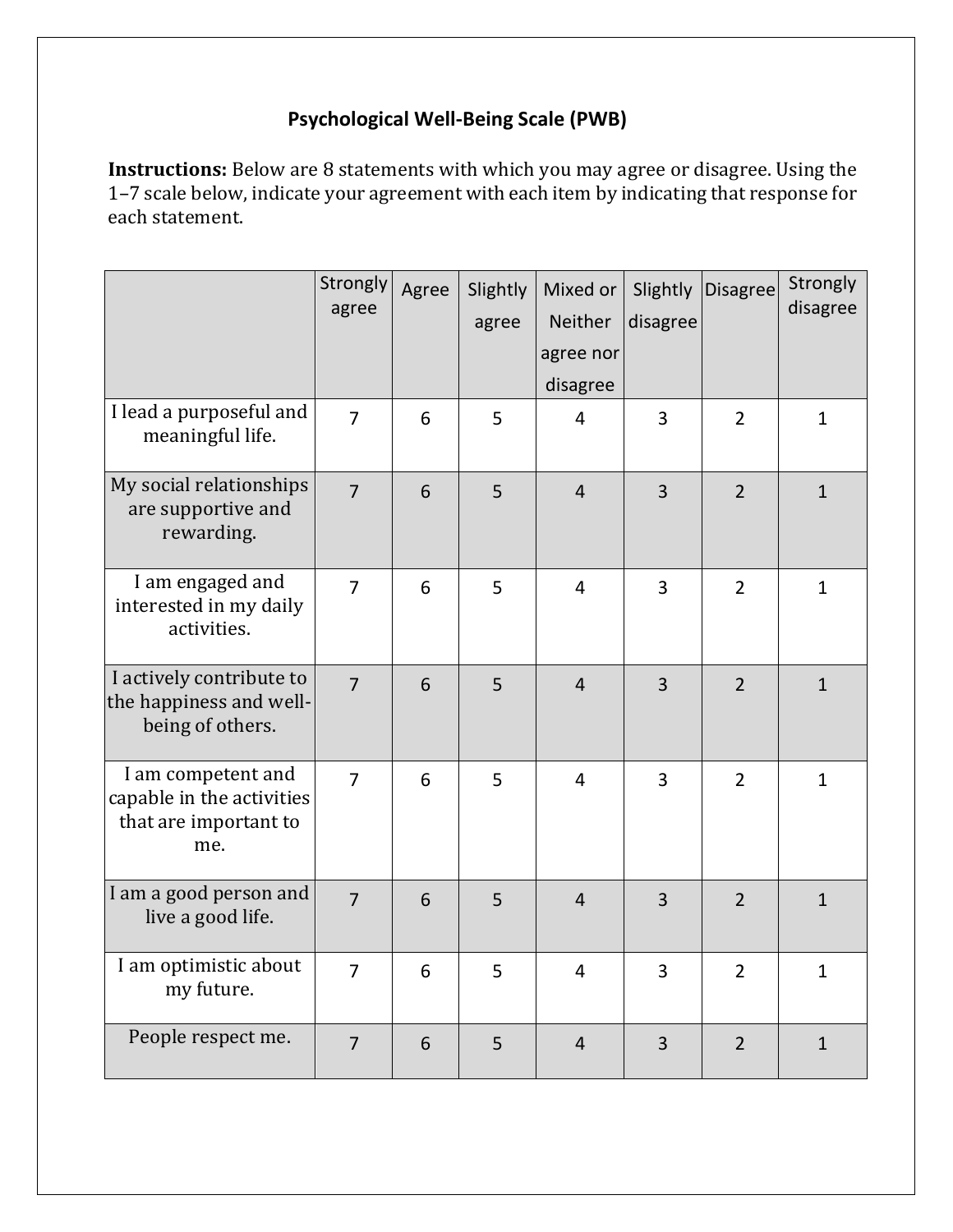## Psychological Well-Being Scale (PWB)

**Instructions:** Below are 8 statements with which you may agree or disagree. Using the 1–7 scale below, indicate your agreement with each item by indicating that response for each statement.

| | Strongly agree | Agree | Slightly agree | Mixed or Neither agree nor disagree | Slightly disagree | Disagree | Strongly disagree |
|---|---|---|---|---|---|---|---|
| I lead a purposeful and meaningful life. | 7 | 6 | 5 | 4 | 3 | 2 | 1 |
| My social relationships are supportive and rewarding. | 7 | 6 | 5 | 4 | 3 | 2 | 1 |
| I am engaged and interested in my daily activities. | 7 | 6 | 5 | 4 | 3 | 2 | 1 |
| I actively contribute to the happiness and well-being of others. | 7 | 6 | 5 | 4 | 3 | 2 | 1 |
| I am competent and capable in the activities that are important to me. | 7 | 6 | 5 | 4 | 3 | 2 | 1 |
| I am a good person and live a good life. | 7 | 6 | 5 | 4 | 3 | 2 | 1 |
| I am optimistic about my future. | 7 | 6 | 5 | 4 | 3 | 2 | 1 |
| People respect me. | 7 | 6 | 5 | 4 | 3 | 2 | 1 |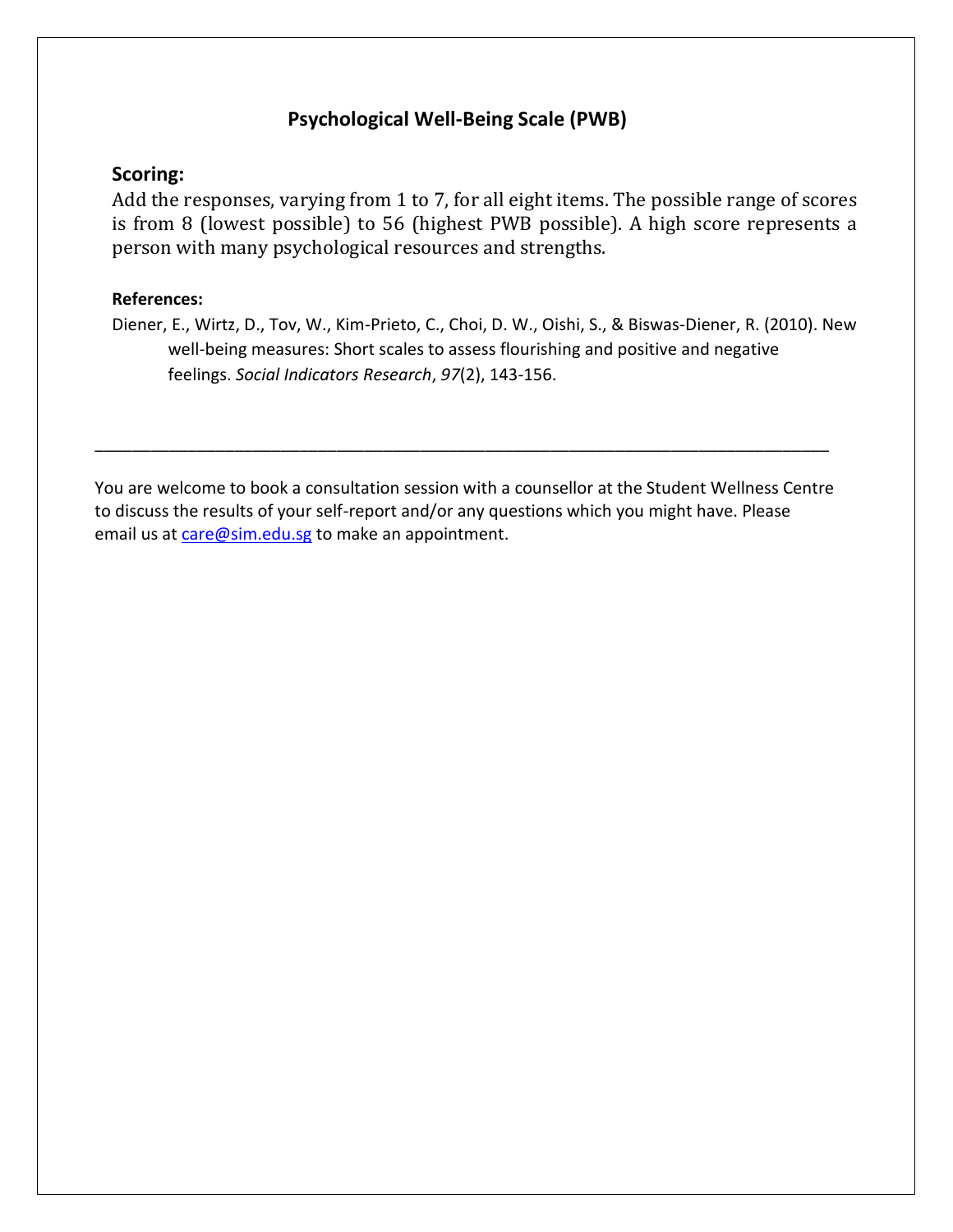## Psychological Well-Being Scale (PWB)

### Scoring:

Add the responses, varying from 1 to 7, for all eight items. The possible range of scores is from 8 (lowest possible) to 56 (highest PWB possible). A high score represents a person with many psychological resources and strengths.

**References:**

Diener, E., Wirtz, D., Tov, W., Kim-Prieto, C., Choi, D. W., Oishi, S., & Biswas-Diener, R. (2010). New well-being measures: Short scales to assess flourishing and positive and negative feelings. *Social Indicators Research*, *97*(2), 143-156.

---

You are welcome to book a consultation session with a counsellor at the Student Wellness Centre to discuss the results of your self-report and/or any questions which you might have. Please email us at care@sim.edu.sg to make an appointment.